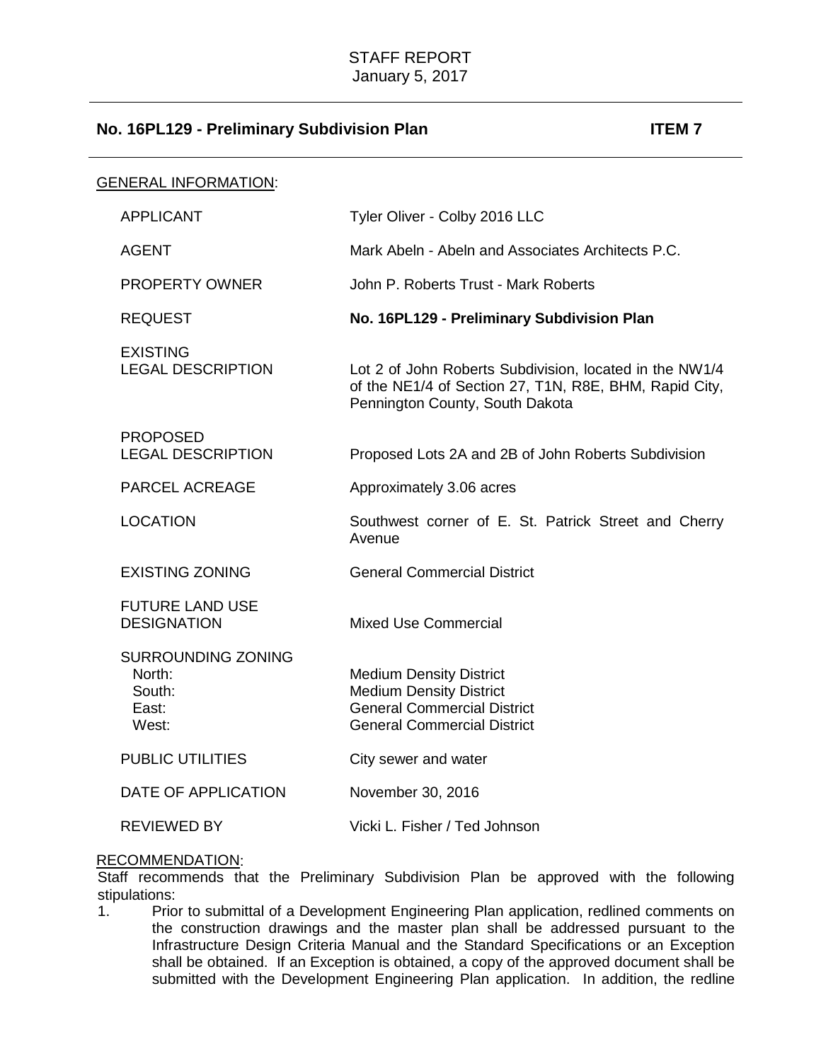STAFF REPORT
January 5, 2017

## No. 16PL129 - Preliminary Subdivision Plan — ITEM 7

GENERAL INFORMATION:

| | |
|---|---|
| APPLICANT | Tyler Oliver - Colby 2016 LLC |
| AGENT | Mark Abeln - Abeln and Associates Architects P.C. |
| PROPERTY OWNER | John P. Roberts Trust - Mark Roberts |
| REQUEST | **No. 16PL129 - Preliminary Subdivision Plan** |
| EXISTING LEGAL DESCRIPTION | Lot 2 of John Roberts Subdivision, located in the NW1/4 of the NE1/4 of Section 27, T1N, R8E, BHM, Rapid City, Pennington County, South Dakota |
| PROPOSED LEGAL DESCRIPTION | Proposed Lots 2A and 2B of John Roberts Subdivision |
| PARCEL ACREAGE | Approximately 3.06 acres |
| LOCATION | Southwest corner of E. St. Patrick Street and Cherry Avenue |
| EXISTING ZONING | General Commercial District |
| FUTURE LAND USE DESIGNATION | Mixed Use Commercial |
| SURROUNDING ZONING | |
| North: | Medium Density District |
| South: | Medium Density District |
| East: | General Commercial District |
| West: | General Commercial District |
| PUBLIC UTILITIES | City sewer and water |
| DATE OF APPLICATION | November 30, 2016 |
| REVIEWED BY | Vicki L. Fisher / Ted Johnson |

RECOMMENDATION:

Staff recommends that the Preliminary Subdivision Plan be approved with the following stipulations:

1. Prior to submittal of a Development Engineering Plan application, redlined comments on the construction drawings and the master plan shall be addressed pursuant to the Infrastructure Design Criteria Manual and the Standard Specifications or an Exception shall be obtained. If an Exception is obtained, a copy of the approved document shall be submitted with the Development Engineering Plan application. In addition, the redline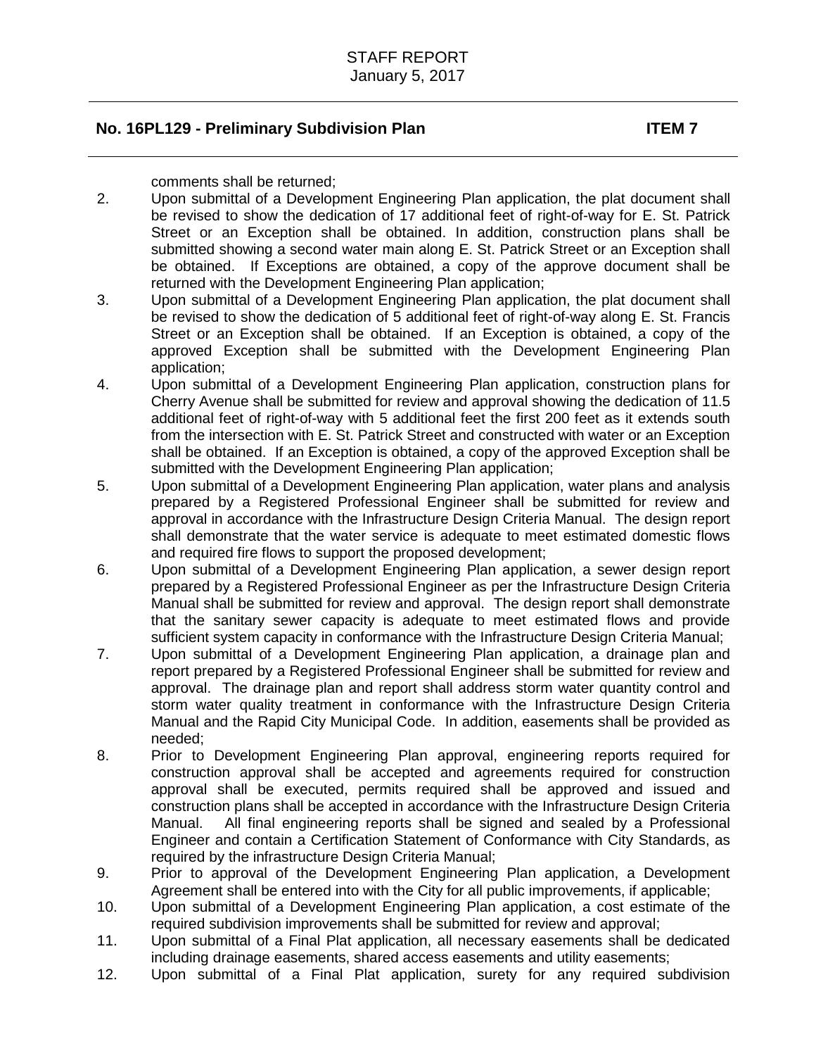comments shall be returned;

2. Upon submittal of a Development Engineering Plan application, the plat document shall be revised to show the dedication of 17 additional feet of right-of-way for E. St. Patrick Street or an Exception shall be obtained. In addition, construction plans shall be submitted showing a second water main along E. St. Patrick Street or an Exception shall be obtained. If Exceptions are obtained, a copy of the approve document shall be returned with the Development Engineering Plan application;
3. Upon submittal of a Development Engineering Plan application, the plat document shall be revised to show the dedication of 5 additional feet of right-of-way along E. St. Francis Street or an Exception shall be obtained. If an Exception is obtained, a copy of the approved Exception shall be submitted with the Development Engineering Plan application;
4. Upon submittal of a Development Engineering Plan application, construction plans for Cherry Avenue shall be submitted for review and approval showing the dedication of 11.5 additional feet of right-of-way with 5 additional feet the first 200 feet as it extends south from the intersection with E. St. Patrick Street and constructed with water or an Exception shall be obtained. If an Exception is obtained, a copy of the approved Exception shall be submitted with the Development Engineering Plan application;
5. Upon submittal of a Development Engineering Plan application, water plans and analysis prepared by a Registered Professional Engineer shall be submitted for review and approval in accordance with the Infrastructure Design Criteria Manual. The design report shall demonstrate that the water service is adequate to meet estimated domestic flows and required fire flows to support the proposed development;
6. Upon submittal of a Development Engineering Plan application, a sewer design report prepared by a Registered Professional Engineer as per the Infrastructure Design Criteria Manual shall be submitted for review and approval. The design report shall demonstrate that the sanitary sewer capacity is adequate to meet estimated flows and provide sufficient system capacity in conformance with the Infrastructure Design Criteria Manual;
7. Upon submittal of a Development Engineering Plan application, a drainage plan and report prepared by a Registered Professional Engineer shall be submitted for review and approval. The drainage plan and report shall address storm water quantity control and storm water quality treatment in conformance with the Infrastructure Design Criteria Manual and the Rapid City Municipal Code. In addition, easements shall be provided as needed;
8. Prior to Development Engineering Plan approval, engineering reports required for construction approval shall be accepted and agreements required for construction approval shall be executed, permits required shall be approved and issued and construction plans shall be accepted in accordance with the Infrastructure Design Criteria Manual. All final engineering reports shall be signed and sealed by a Professional Engineer and contain a Certification Statement of Conformance with City Standards, as required by the infrastructure Design Criteria Manual;
9. Prior to approval of the Development Engineering Plan application, a Development Agreement shall be entered into with the City for all public improvements, if applicable;
10. Upon submittal of a Development Engineering Plan application, a cost estimate of the required subdivision improvements shall be submitted for review and approval;
11. Upon submittal of a Final Plat application, all necessary easements shall be dedicated including drainage easements, shared access easements and utility easements;
12. Upon submittal of a Final Plat application, surety for any required subdivision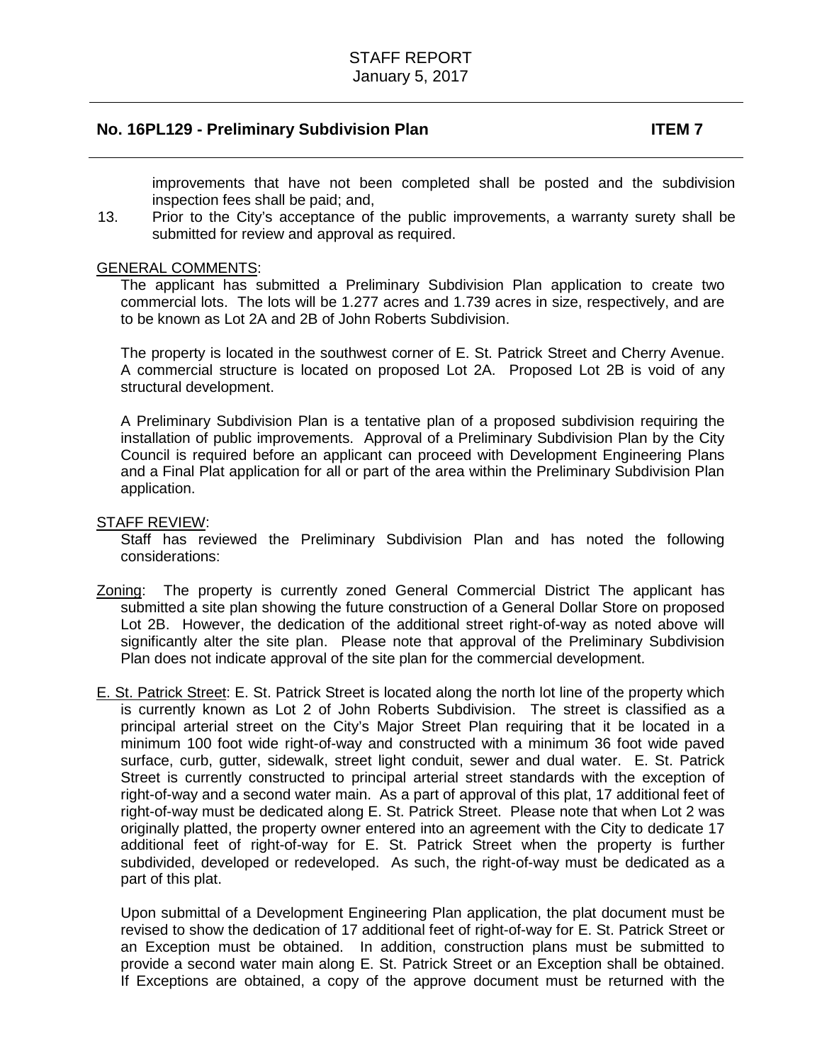improvements that have not been completed shall be posted and the subdivision inspection fees shall be paid; and,

13. Prior to the City's acceptance of the public improvements, a warranty surety shall be submitted for review and approval as required.

GENERAL COMMENTS:

The applicant has submitted a Preliminary Subdivision Plan application to create two commercial lots. The lots will be 1.277 acres and 1.739 acres in size, respectively, and are to be known as Lot 2A and 2B of John Roberts Subdivision.

The property is located in the southwest corner of E. St. Patrick Street and Cherry Avenue. A commercial structure is located on proposed Lot 2A. Proposed Lot 2B is void of any structural development.

A Preliminary Subdivision Plan is a tentative plan of a proposed subdivision requiring the installation of public improvements. Approval of a Preliminary Subdivision Plan by the City Council is required before an applicant can proceed with Development Engineering Plans and a Final Plat application for all or part of the area within the Preliminary Subdivision Plan application.

STAFF REVIEW:

Staff has reviewed the Preliminary Subdivision Plan and has noted the following considerations:

Zoning: The property is currently zoned General Commercial District The applicant has submitted a site plan showing the future construction of a General Dollar Store on proposed Lot 2B. However, the dedication of the additional street right-of-way as noted above will significantly alter the site plan. Please note that approval of the Preliminary Subdivision Plan does not indicate approval of the site plan for the commercial development.

E. St. Patrick Street: E. St. Patrick Street is located along the north lot line of the property which is currently known as Lot 2 of John Roberts Subdivision. The street is classified as a principal arterial street on the City's Major Street Plan requiring that it be located in a minimum 100 foot wide right-of-way and constructed with a minimum 36 foot wide paved surface, curb, gutter, sidewalk, street light conduit, sewer and dual water. E. St. Patrick Street is currently constructed to principal arterial street standards with the exception of right-of-way and a second water main. As a part of approval of this plat, 17 additional feet of right-of-way must be dedicated along E. St. Patrick Street. Please note that when Lot 2 was originally platted, the property owner entered into an agreement with the City to dedicate 17 additional feet of right-of-way for E. St. Patrick Street when the property is further subdivided, developed or redeveloped. As such, the right-of-way must be dedicated as a part of this plat.

Upon submittal of a Development Engineering Plan application, the plat document must be revised to show the dedication of 17 additional feet of right-of-way for E. St. Patrick Street or an Exception must be obtained. In addition, construction plans must be submitted to provide a second water main along E. St. Patrick Street or an Exception shall be obtained. If Exceptions are obtained, a copy of the approve document must be returned with the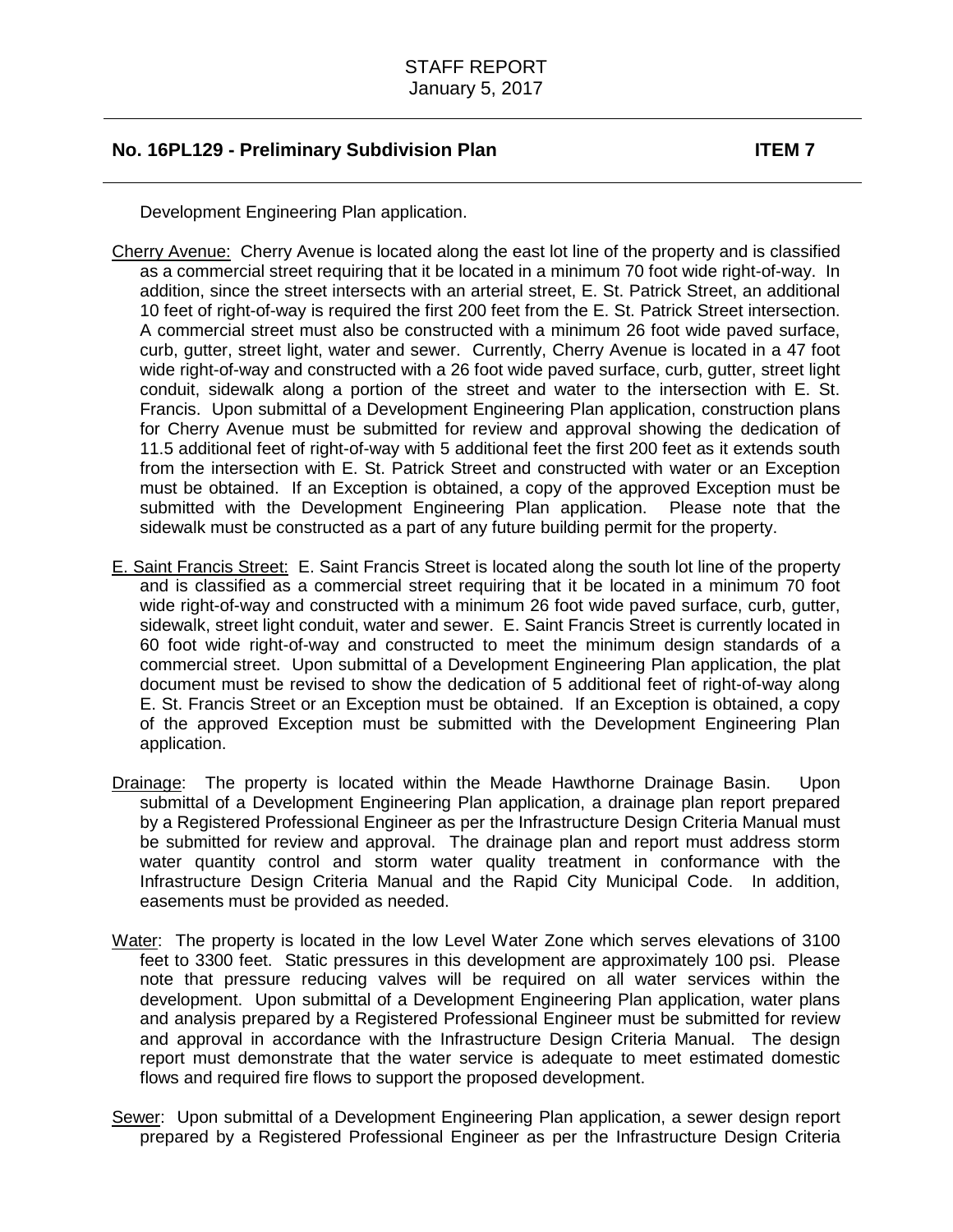Development Engineering Plan application.

Cherry Avenue: Cherry Avenue is located along the east lot line of the property and is classified as a commercial street requiring that it be located in a minimum 70 foot wide right-of-way. In addition, since the street intersects with an arterial street, E. St. Patrick Street, an additional 10 feet of right-of-way is required the first 200 feet from the E. St. Patrick Street intersection. A commercial street must also be constructed with a minimum 26 foot wide paved surface, curb, gutter, street light, water and sewer. Currently, Cherry Avenue is located in a 47 foot wide right-of-way and constructed with a 26 foot wide paved surface, curb, gutter, street light conduit, sidewalk along a portion of the street and water to the intersection with E. St. Francis. Upon submittal of a Development Engineering Plan application, construction plans for Cherry Avenue must be submitted for review and approval showing the dedication of 11.5 additional feet of right-of-way with 5 additional feet the first 200 feet as it extends south from the intersection with E. St. Patrick Street and constructed with water or an Exception must be obtained. If an Exception is obtained, a copy of the approved Exception must be submitted with the Development Engineering Plan application. Please note that the sidewalk must be constructed as a part of any future building permit for the property.

E. Saint Francis Street: E. Saint Francis Street is located along the south lot line of the property and is classified as a commercial street requiring that it be located in a minimum 70 foot wide right-of-way and constructed with a minimum 26 foot wide paved surface, curb, gutter, sidewalk, street light conduit, water and sewer. E. Saint Francis Street is currently located in 60 foot wide right-of-way and constructed to meet the minimum design standards of a commercial street. Upon submittal of a Development Engineering Plan application, the plat document must be revised to show the dedication of 5 additional feet of right-of-way along E. St. Francis Street or an Exception must be obtained. If an Exception is obtained, a copy of the approved Exception must be submitted with the Development Engineering Plan application.

Drainage: The property is located within the Meade Hawthorne Drainage Basin. Upon submittal of a Development Engineering Plan application, a drainage plan report prepared by a Registered Professional Engineer as per the Infrastructure Design Criteria Manual must be submitted for review and approval. The drainage plan and report must address storm water quantity control and storm water quality treatment in conformance with the Infrastructure Design Criteria Manual and the Rapid City Municipal Code. In addition, easements must be provided as needed.

Water: The property is located in the low Level Water Zone which serves elevations of 3100 feet to 3300 feet. Static pressures in this development are approximately 100 psi. Please note that pressure reducing valves will be required on all water services within the development. Upon submittal of a Development Engineering Plan application, water plans and analysis prepared by a Registered Professional Engineer must be submitted for review and approval in accordance with the Infrastructure Design Criteria Manual. The design report must demonstrate that the water service is adequate to meet estimated domestic flows and required fire flows to support the proposed development.

Sewer: Upon submittal of a Development Engineering Plan application, a sewer design report prepared by a Registered Professional Engineer as per the Infrastructure Design Criteria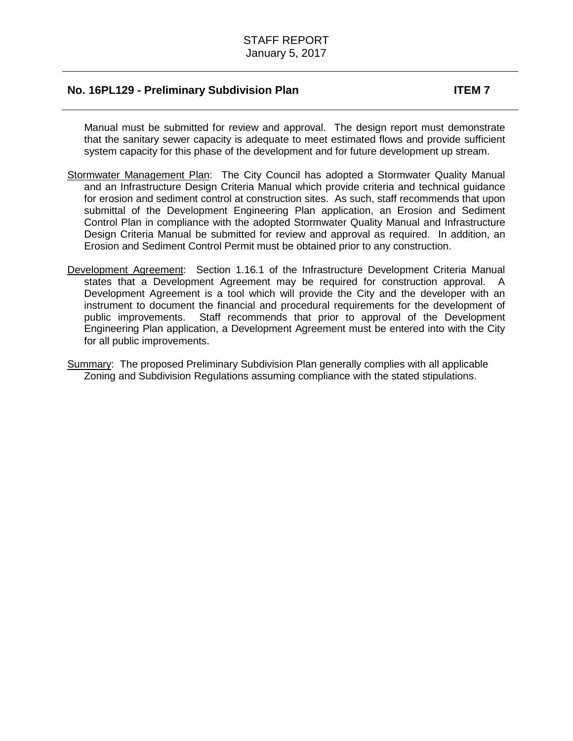Manual must be submitted for review and approval. The design report must demonstrate that the sanitary sewer capacity is adequate to meet estimated flows and provide sufficient system capacity for this phase of the development and for future development up stream.

Stormwater Management Plan: The City Council has adopted a Stormwater Quality Manual and an Infrastructure Design Criteria Manual which provide criteria and technical guidance for erosion and sediment control at construction sites. As such, staff recommends that upon submittal of the Development Engineering Plan application, an Erosion and Sediment Control Plan in compliance with the adopted Stormwater Quality Manual and Infrastructure Design Criteria Manual be submitted for review and approval as required. In addition, an Erosion and Sediment Control Permit must be obtained prior to any construction.

Development Agreement: Section 1.16.1 of the Infrastructure Development Criteria Manual states that a Development Agreement may be required for construction approval. A Development Agreement is a tool which will provide the City and the developer with an instrument to document the financial and procedural requirements for the development of public improvements. Staff recommends that prior to approval of the Development Engineering Plan application, a Development Agreement must be entered into with the City for all public improvements.

Summary: The proposed Preliminary Subdivision Plan generally complies with all applicable Zoning and Subdivision Regulations assuming compliance with the stated stipulations.